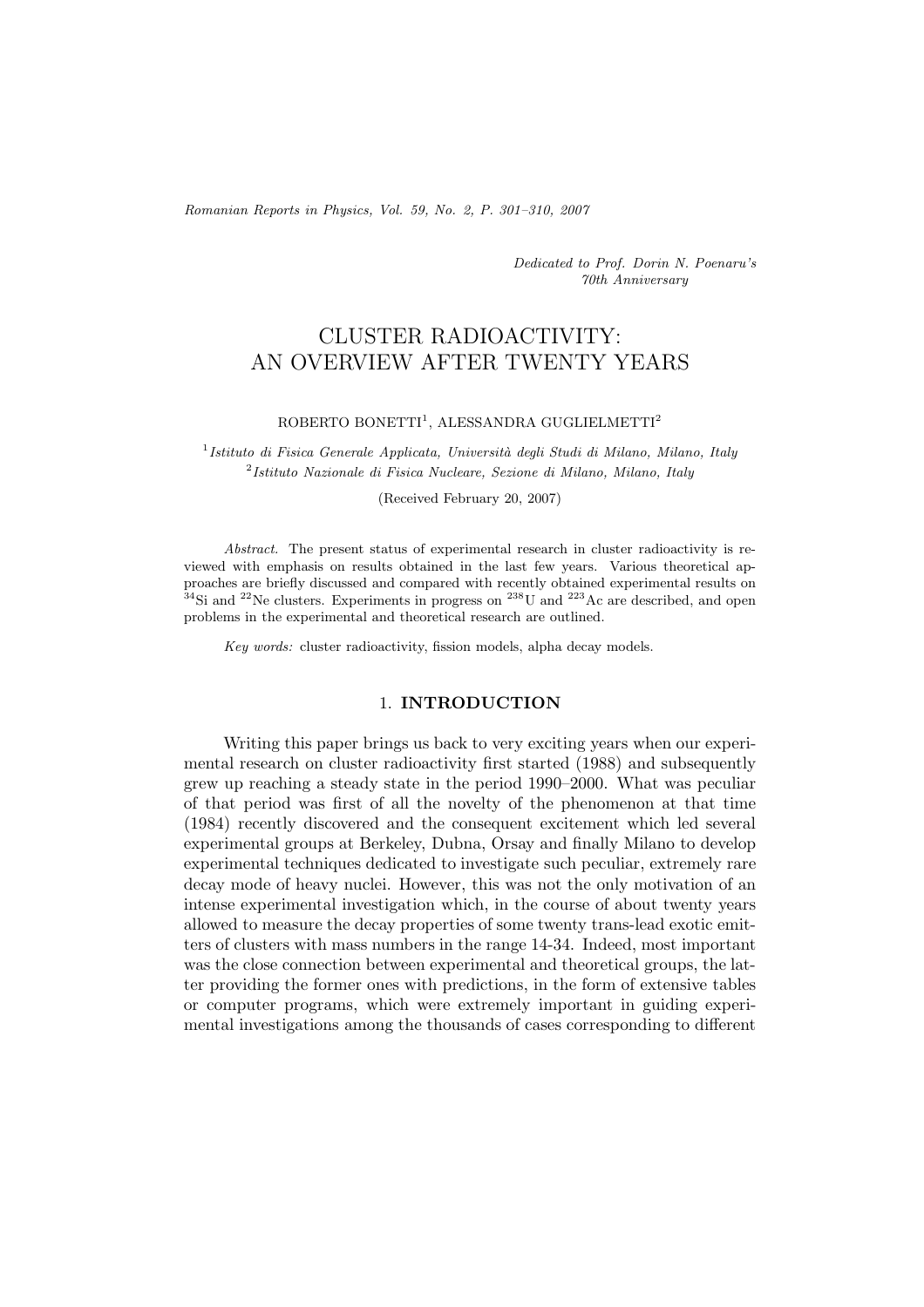*Dedicated to Prof. Dorin N. Poenaru's 70th Anniversary*

# CLUSTER RADIOACTIVITY: AN OVERVIEW AFTER TWENTY YEARS

ROBERTO BONETTI[1], ALESSANDRA GUGLIELMETTI[2]

[1] *Istituto di Fisica Generale Applicata, Università degli Studi di Milano, Milano, Italy*
[2] *Istituto Nazionale di Fisica Nucleare, Sezione di Milano, Milano, Italy*

(Received February 20, 2007)

*Abstract.* The present status of experimental research in cluster radioactivity is reviewed with emphasis on results obtained in the last few years. Various theoretical approaches are briefly discussed and compared with recently obtained experimental results on $^{34}$Si and $^{22}$Ne clusters. Experiments in progress on $^{238}$U and $^{223}$Ac are described, and open problems in the experimental and theoretical research are outlined.

*Key words:* cluster radioactivity, fission models, alpha decay models.

## 1. INTRODUCTION

Writing this paper brings us back to very exciting years when our experimental research on cluster radioactivity first started (1988) and subsequently grew up reaching a steady state in the period 1990–2000. What was peculiar of that period was first of all the novelty of the phenomenon at that time (1984) recently discovered and the consequent excitement which led several experimental groups at Berkeley, Dubna, Orsay and finally Milano to develop experimental techniques dedicated to investigate such peculiar, extremely rare decay mode of heavy nuclei. However, this was not the only motivation of an intense experimental investigation which, in the course of about twenty years allowed to measure the decay properties of some twenty trans-lead exotic emitters of clusters with mass numbers in the range 14-34. Indeed, most important was the close connection between experimental and theoretical groups, the latter providing the former ones with predictions, in the form of extensive tables or computer programs, which were extremely important in guiding experimental investigations among the thousands of cases corresponding to different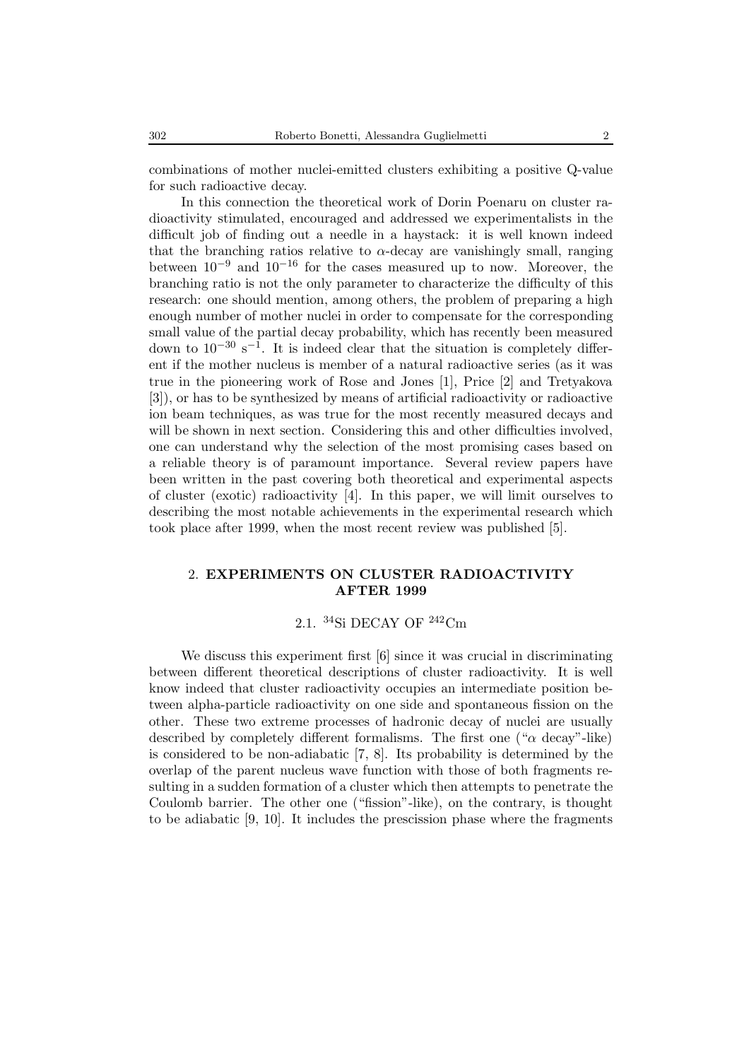combinations of mother nuclei-emitted clusters exhibiting a positive Q-value for such radioactive decay.

In this connection the theoretical work of Dorin Poenaru on cluster radioactivity stimulated, encouraged and addressed we experimentalists in the difficult job of finding out a needle in a haystack: it is well known indeed that the branching ratios relative to $\alpha$-decay are vanishingly small, ranging between $10^{-9}$ and $10^{-16}$ for the cases measured up to now. Moreover, the branching ratio is not the only parameter to characterize the difficulty of this research: one should mention, among others, the problem of preparing a high enough number of mother nuclei in order to compensate for the corresponding small value of the partial decay probability, which has recently been measured down to $10^{-30}$ s$^{-1}$. It is indeed clear that the situation is completely different if the mother nucleus is member of a natural radioactive series (as it was true in the pioneering work of Rose and Jones [1], Price [2] and Tretyakova [3]), or has to be synthesized by means of artificial radioactivity or radioactive ion beam techniques, as was true for the most recently measured decays and will be shown in next section. Considering this and other difficulties involved, one can understand why the selection of the most promising cases based on a reliable theory is of paramount importance. Several review papers have been written in the past covering both theoretical and experimental aspects of cluster (exotic) radioactivity [4]. In this paper, we will limit ourselves to describing the most notable achievements in the experimental research which took place after 1999, when the most recent review was published [5].

## 2. EXPERIMENTS ON CLUSTER RADIOACTIVITY AFTER 1999

### 2.1. $^{34}$Si DECAY OF $^{242}$Cm

We discuss this experiment first [6] since it was crucial in discriminating between different theoretical descriptions of cluster radioactivity. It is well know indeed that cluster radioactivity occupies an intermediate position between alpha-particle radioactivity on one side and spontaneous fission on the other. These two extreme processes of hadronic decay of nuclei are usually described by completely different formalisms. The first one ("$\alpha$ decay"-like) is considered to be non-adiabatic [7, 8]. Its probability is determined by the overlap of the parent nucleus wave function with those of both fragments resulting in a sudden formation of a cluster which then attempts to penetrate the Coulomb barrier. The other one ("fission"-like), on the contrary, is thought to be adiabatic [9, 10]. It includes the prescission phase where the fragments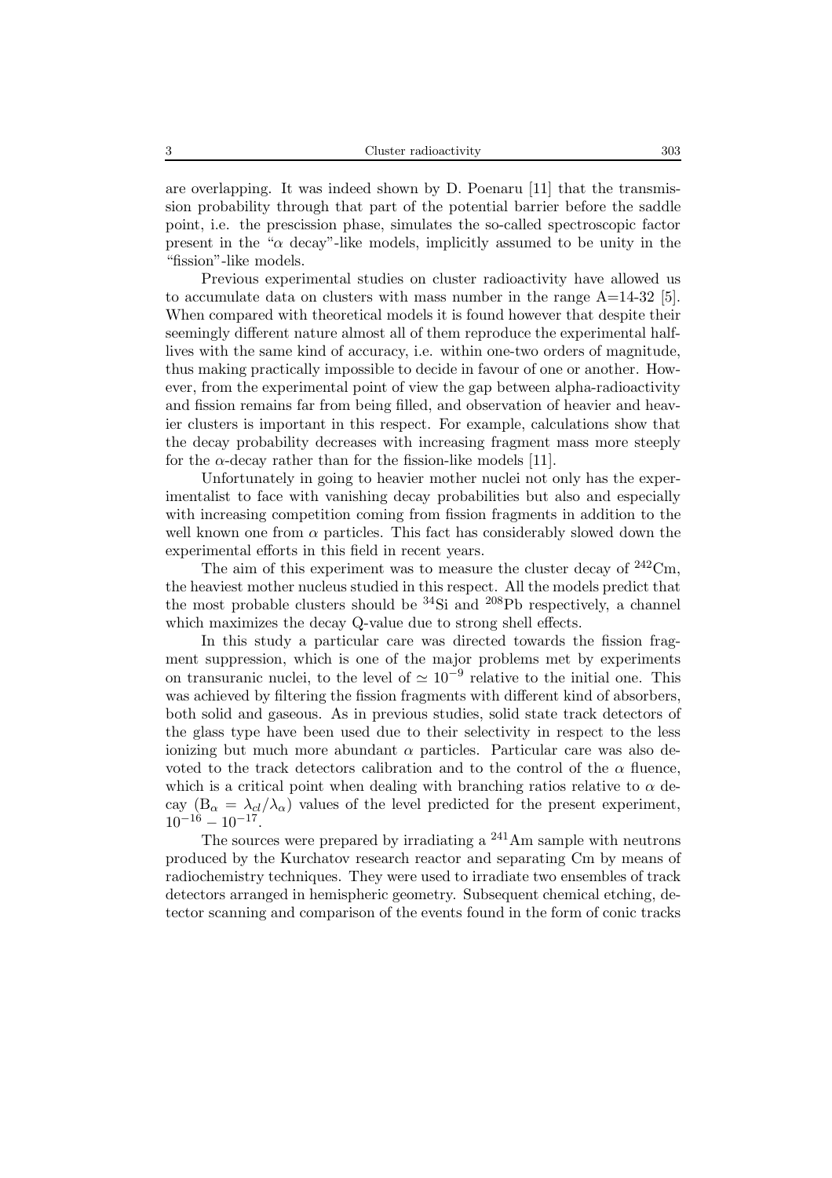are overlapping. It was indeed shown by D. Poenaru [11] that the transmission probability through that part of the potential barrier before the saddle point, i.e. the prescission phase, simulates the so-called spectroscopic factor present in the "$\alpha$ decay"-like models, implicitly assumed to be unity in the "fission"-like models.

Previous experimental studies on cluster radioactivity have allowed us to accumulate data on clusters with mass number in the range A=14-32 [5]. When compared with theoretical models it is found however that despite their seemingly different nature almost all of them reproduce the experimental half-lives with the same kind of accuracy, i.e. within one-two orders of magnitude, thus making practically impossible to decide in favour of one or another. However, from the experimental point of view the gap between alpha-radioactivity and fission remains far from being filled, and observation of heavier and heavier clusters is important in this respect. For example, calculations show that the decay probability decreases with increasing fragment mass more steeply for the $\alpha$-decay rather than for the fission-like models [11].

Unfortunately in going to heavier mother nuclei not only has the experimentalist to face with vanishing decay probabilities but also and especially with increasing competition coming from fission fragments in addition to the well known one from $\alpha$ particles. This fact has considerably slowed down the experimental efforts in this field in recent years.

The aim of this experiment was to measure the cluster decay of $^{242}$Cm, the heaviest mother nucleus studied in this respect. All the models predict that the most probable clusters should be $^{34}$Si and $^{208}$Pb respectively, a channel which maximizes the decay Q-value due to strong shell effects.

In this study a particular care was directed towards the fission fragment suppression, which is one of the major problems met by experiments on transuranic nuclei, to the level of $\simeq 10^{-9}$ relative to the initial one. This was achieved by filtering the fission fragments with different kind of absorbers, both solid and gaseous. As in previous studies, solid state track detectors of the glass type have been used due to their selectivity in respect to the less ionizing but much more abundant $\alpha$ particles. Particular care was also devoted to the track detectors calibration and to the control of the $\alpha$ fluence, which is a critical point when dealing with branching ratios relative to $\alpha$ decay ($B_\alpha = \lambda_{cl}/\lambda_\alpha$) values of the level predicted for the present experiment, $10^{-16} - 10^{-17}$.

The sources were prepared by irradiating a $^{241}$Am sample with neutrons produced by the Kurchatov research reactor and separating Cm by means of radiochemistry techniques. They were used to irradiate two ensembles of track detectors arranged in hemispheric geometry. Subsequent chemical etching, detector scanning and comparison of the events found in the form of conic tracks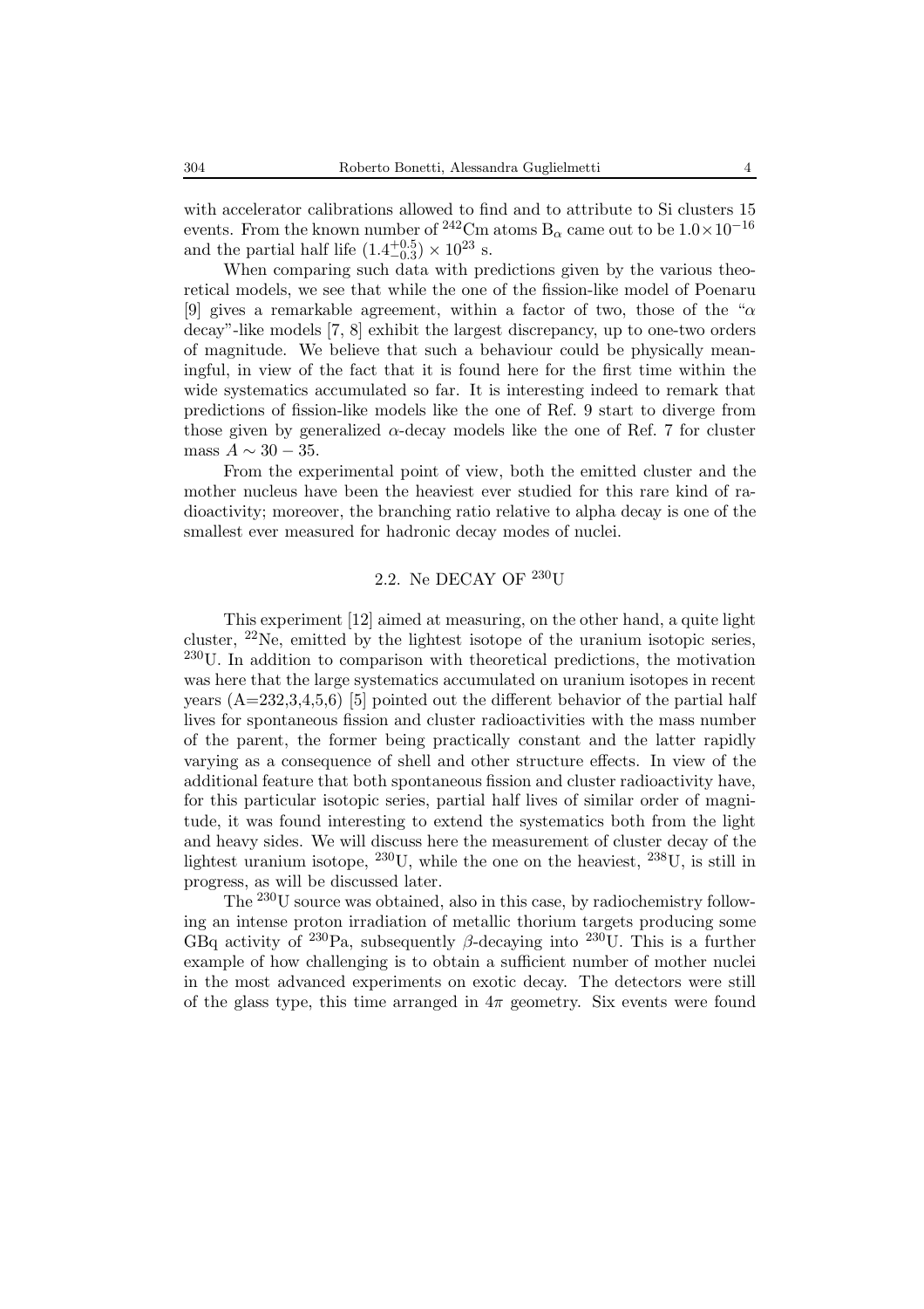with accelerator calibrations allowed to find and to attribute to Si clusters 15 events. From the known number of $^{242}$Cm atoms $B_\alpha$ came out to be $1.0\times10^{-16}$ and the partial half life $(1.4^{+0.5}_{-0.3}) \times 10^{23}$ s.

When comparing such data with predictions given by the various theoretical models, we see that while the one of the fission-like model of Poenaru [9] gives a remarkable agreement, within a factor of two, those of the "$\alpha$ decay"-like models [7, 8] exhibit the largest discrepancy, up to one-two orders of magnitude. We believe that such a behaviour could be physically meaningful, in view of the fact that it is found here for the first time within the wide systematics accumulated so far. It is interesting indeed to remark that predictions of fission-like models like the one of Ref. 9 start to diverge from those given by generalized $\alpha$-decay models like the one of Ref. 7 for cluster mass $A \sim 30-35$.

From the experimental point of view, both the emitted cluster and the mother nucleus have been the heaviest ever studied for this rare kind of radioactivity; moreover, the branching ratio relative to alpha decay is one of the smallest ever measured for hadronic decay modes of nuclei.

## 2.2. Ne DECAY OF $^{230}$U

This experiment [12] aimed at measuring, on the other hand, a quite light cluster, $^{22}$Ne, emitted by the lightest isotope of the uranium isotopic series, $^{230}$U. In addition to comparison with theoretical predictions, the motivation was here that the large systematics accumulated on uranium isotopes in recent years (A=232,3,4,5,6) [5] pointed out the different behavior of the partial half lives for spontaneous fission and cluster radioactivities with the mass number of the parent, the former being practically constant and the latter rapidly varying as a consequence of shell and other structure effects. In view of the additional feature that both spontaneous fission and cluster radioactivity have, for this particular isotopic series, partial half lives of similar order of magnitude, it was found interesting to extend the systematics both from the light and heavy sides. We will discuss here the measurement of cluster decay of the lightest uranium isotope, $^{230}$U, while the one on the heaviest, $^{238}$U, is still in progress, as will be discussed later.

The $^{230}$U source was obtained, also in this case, by radiochemistry following an intense proton irradiation of metallic thorium targets producing some GBq activity of $^{230}$Pa, subsequently $\beta$-decaying into $^{230}$U. This is a further example of how challenging is to obtain a sufficient number of mother nuclei in the most advanced experiments on exotic decay. The detectors were still of the glass type, this time arranged in $4\pi$ geometry. Six events were found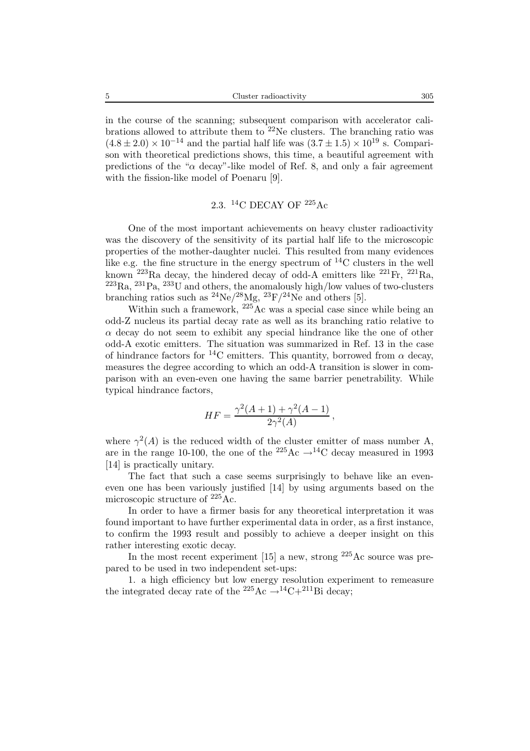in the course of the scanning; subsequent comparison with accelerator calibrations allowed to attribute them to $^{22}$Ne clusters. The branching ratio was $(4.8 \pm 2.0) \times 10^{-14}$ and the partial half life was $(3.7 \pm 1.5) \times 10^{19}$ s. Comparison with theoretical predictions shows, this time, a beautiful agreement with predictions of the "$\alpha$ decay"-like model of Ref. 8, and only a fair agreement with the fission-like model of Poenaru [9].

### 2.3. $^{14}$C DECAY OF $^{225}$Ac

One of the most important achievements on heavy cluster radioactivity was the discovery of the sensitivity of its partial half life to the microscopic properties of the mother-daughter nuclei. This resulted from many evidences like e.g. the fine structure in the energy spectrum of $^{14}$C clusters in the well known $^{223}$Ra decay, the hindered decay of odd-A emitters like $^{221}$Fr, $^{221}$Ra, $^{223}$Ra, $^{231}$Pa, $^{233}$U and others, the anomalously high/low values of two-clusters branching ratios such as $^{24}$Ne/$^{28}$Mg, $^{23}$F/$^{24}$Ne and others [5].

Within such a framework, $^{225}$Ac was a special case since while being an odd-Z nucleus its partial decay rate as well as its branching ratio relative to $\alpha$ decay do not seem to exhibit any special hindrance like the one of other odd-A exotic emitters. The situation was summarized in Ref. 13 in the case of hindrance factors for $^{14}$C emitters. This quantity, borrowed from $\alpha$ decay, measures the degree according to which an odd-A transition is slower in comparison with an even-even one having the same barrier penetrability. While typical hindrance factors,

$$HF = \frac{\gamma^2(A+1) + \gamma^2(A-1)}{2\gamma^2(A)},$$

where $\gamma^2(A)$ is the reduced width of the cluster emitter of mass number A, are in the range 10-100, the one of the $^{225}\text{Ac} \rightarrow ^{14}\text{C}$ decay measured in 1993 [14] is practically unitary.

The fact that such a case seems surprisingly to behave like an even-even one has been variously justified [14] by using arguments based on the microscopic structure of $^{225}$Ac.

In order to have a firmer basis for any theoretical interpretation it was found important to have further experimental data in order, as a first instance, to confirm the 1993 result and possibly to achieve a deeper insight on this rather interesting exotic decay.

In the most recent experiment [15] a new, strong $^{225}$Ac source was prepared to be used in two independent set-ups:

1. a high efficiency but low energy resolution experiment to remeasure the integrated decay rate of the $^{225}\text{Ac} \rightarrow ^{14}\text{C} + ^{211}\text{Bi}$ decay;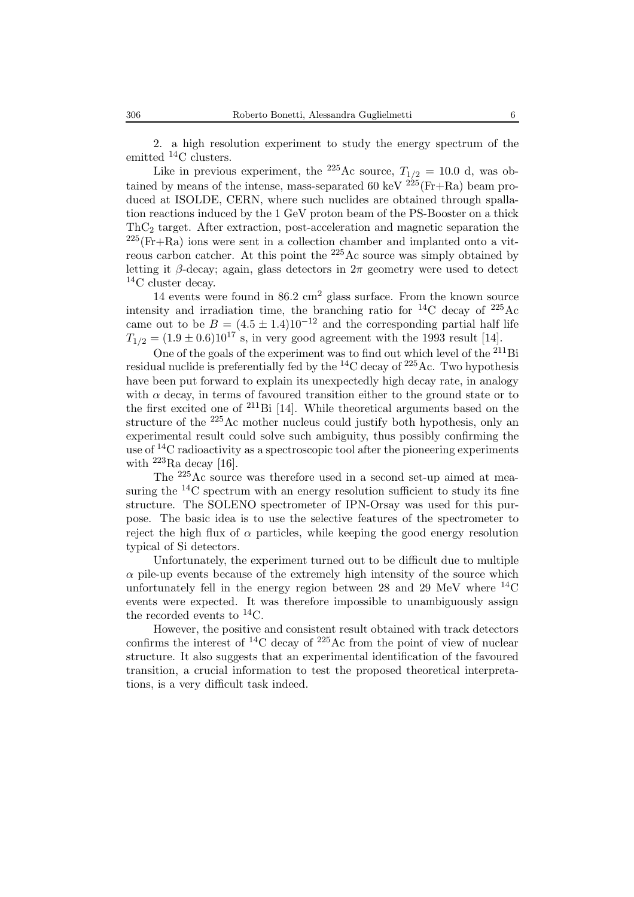2. a high resolution experiment to study the energy spectrum of the emitted $^{14}$C clusters.

Like in previous experiment, the $^{225}$Ac source, $T_{1/2} = 10.0$ d, was obtained by means of the intense, mass-separated 60 keV $^{225}$(Fr+Ra) beam produced at ISOLDE, CERN, where such nuclides are obtained through spallation reactions induced by the 1 GeV proton beam of the PS-Booster on a thick $ThC_2$ target. After extraction, post-acceleration and magnetic separation the $^{225}$(Fr+Ra) ions were sent in a collection chamber and implanted onto a vitreous carbon catcher. At this point the $^{225}$Ac source was simply obtained by letting it $\beta$-decay; again, glass detectors in $2\pi$ geometry were used to detect $^{14}$C cluster decay.

14 events were found in 86.2 cm$^2$ glass surface. From the known source intensity and irradiation time, the branching ratio for $^{14}$C decay of $^{225}$Ac came out to be $B = (4.5 \pm 1.4)10^{-12}$ and the corresponding partial half life $T_{1/2} = (1.9 \pm 0.6)10^{17}$ s, in very good agreement with the 1993 result [14].

One of the goals of the experiment was to find out which level of the $^{211}$Bi residual nuclide is preferentially fed by the $^{14}$C decay of $^{225}$Ac. Two hypothesis have been put forward to explain its unexpectedly high decay rate, in analogy with $\alpha$ decay, in terms of favoured transition either to the ground state or to the first excited one of $^{211}$Bi [14]. While theoretical arguments based on the structure of the $^{225}$Ac mother nucleus could justify both hypothesis, only an experimental result could solve such ambiguity, thus possibly confirming the use of $^{14}$C radioactivity as a spectroscopic tool after the pioneering experiments with $^{223}$Ra decay [16].

The $^{225}$Ac source was therefore used in a second set-up aimed at measuring the $^{14}$C spectrum with an energy resolution sufficient to study its fine structure. The SOLENO spectrometer of IPN-Orsay was used for this purpose. The basic idea is to use the selective features of the spectrometer to reject the high flux of $\alpha$ particles, while keeping the good energy resolution typical of Si detectors.

Unfortunately, the experiment turned out to be difficult due to multiple $\alpha$ pile-up events because of the extremely high intensity of the source which unfortunately fell in the energy region between 28 and 29 MeV where $^{14}$C events were expected. It was therefore impossible to unambiguously assign the recorded events to $^{14}$C.

However, the positive and consistent result obtained with track detectors confirms the interest of $^{14}$C decay of $^{225}$Ac from the point of view of nuclear structure. It also suggests that an experimental identification of the favoured transition, a crucial information to test the proposed theoretical interpretations, is a very difficult task indeed.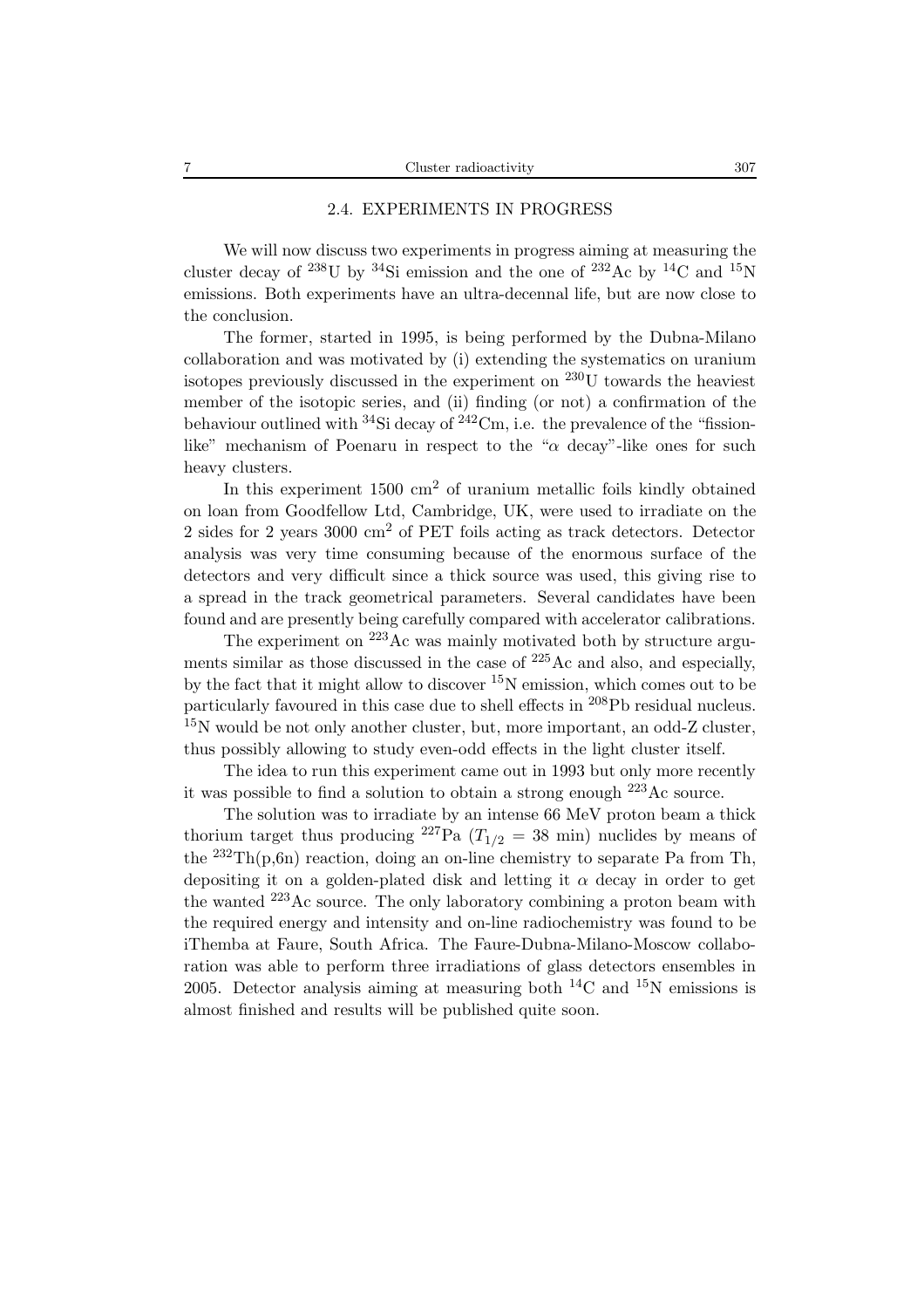### 2.4. EXPERIMENTS IN PROGRESS

We will now discuss two experiments in progress aiming at measuring the cluster decay of $^{238}$U by $^{34}$Si emission and the one of $^{232}$Ac by $^{14}$C and $^{15}$N emissions. Both experiments have an ultra-decennal life, but are now close to the conclusion.

The former, started in 1995, is being performed by the Dubna-Milano collaboration and was motivated by (i) extending the systematics on uranium isotopes previously discussed in the experiment on $^{230}$U towards the heaviest member of the isotopic series, and (ii) finding (or not) a confirmation of the behaviour outlined with $^{34}$Si decay of $^{242}$Cm, i.e. the prevalence of the "fission-like" mechanism of Poenaru in respect to the "$\alpha$ decay"-like ones for such heavy clusters.

In this experiment 1500 cm$^2$ of uranium metallic foils kindly obtained on loan from Goodfellow Ltd, Cambridge, UK, were used to irradiate on the 2 sides for 2 years 3000 cm$^2$ of PET foils acting as track detectors. Detector analysis was very time consuming because of the enormous surface of the detectors and very difficult since a thick source was used, this giving rise to a spread in the track geometrical parameters. Several candidates have been found and are presently being carefully compared with accelerator calibrations.

The experiment on $^{223}$Ac was mainly motivated both by structure arguments similar as those discussed in the case of $^{225}$Ac and also, and especially, by the fact that it might allow to discover $^{15}$N emission, which comes out to be particularly favoured in this case due to shell effects in $^{208}$Pb residual nucleus. $^{15}$N would be not only another cluster, but, more important, an odd-Z cluster, thus possibly allowing to study even-odd effects in the light cluster itself.

The idea to run this experiment came out in 1993 but only more recently it was possible to find a solution to obtain a strong enough $^{223}$Ac source.

The solution was to irradiate by an intense 66 MeV proton beam a thick thorium target thus producing $^{227}$Pa ($T_{1/2}$ = 38 min) nuclides by means of the $^{232}$Th(p,6n) reaction, doing an on-line chemistry to separate Pa from Th, depositing it on a golden-plated disk and letting it $\alpha$ decay in order to get the wanted $^{223}$Ac source. The only laboratory combining a proton beam with the required energy and intensity and on-line radiochemistry was found to be iThemba at Faure, South Africa. The Faure-Dubna-Milano-Moscow collaboration was able to perform three irradiations of glass detectors ensembles in 2005. Detector analysis aiming at measuring both $^{14}$C and $^{15}$N emissions is almost finished and results will be published quite soon.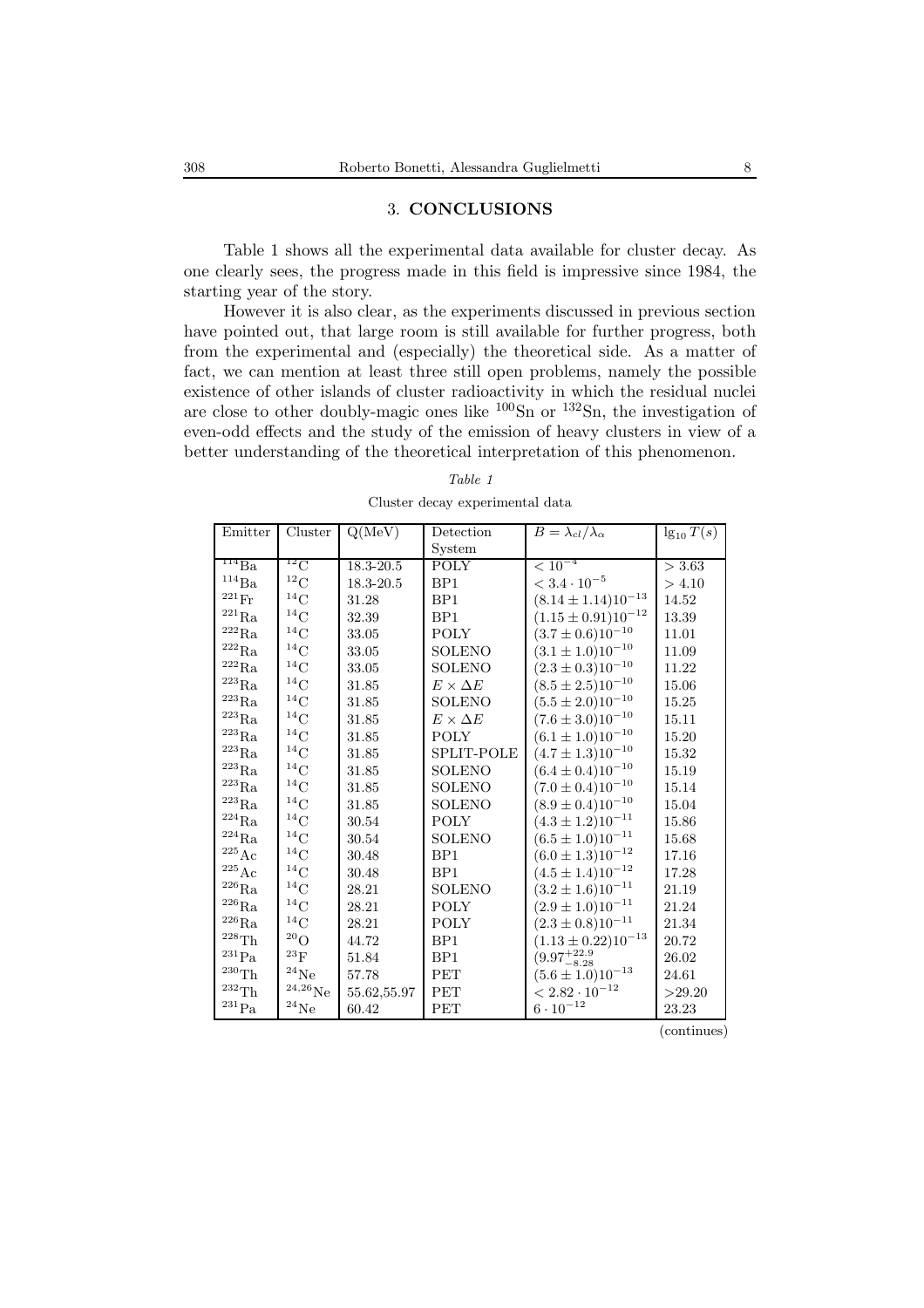## 3. **CONCLUSIONS**

Table 1 shows all the experimental data available for cluster decay. As one clearly sees, the progress made in this field is impressive since 1984, the starting year of the story.

However it is also clear, as the experiments discussed in previous section have pointed out, that large room is still available for further progress, both from the experimental and (especially) the theoretical side. As a matter of fact, we can mention at least three still open problems, namely the possible existence of other islands of cluster radioactivity in which the residual nuclei are close to other doubly-magic ones like $^{100}$Sn or $^{132}$Sn, the investigation of even-odd effects and the study of the emission of heavy clusters in view of a better understanding of the theoretical interpretation of this phenomenon.

*Table 1*

Cluster decay experimental data

| Emitter | Cluster | Q(MeV) | Detection System | $B = \lambda_{cl}/\lambda_\alpha$ | $\lg_{10} T(s)$ |
|---|---|---|---|---|---|
| $^{114}$Ba | $^{12}$C | 18.3-20.5 | POLY | $< 10^{-4}$ | $> 3.63$ |
| $^{114}$Ba | $^{12}$C | 18.3-20.5 | BP1 | $< 3.4 \cdot 10^{-5}$ | $> 4.10$ |
| $^{221}$Fr | $^{14}$C | 31.28 | BP1 | $(8.14 \pm 1.14)10^{-13}$ | 14.52 |
| $^{221}$Ra | $^{14}$C | 32.39 | BP1 | $(1.15 \pm 0.91)10^{-12}$ | 13.39 |
| $^{222}$Ra | $^{14}$C | 33.05 | POLY | $(3.7 \pm 0.6)10^{-10}$ | 11.01 |
| $^{222}$Ra | $^{14}$C | 33.05 | SOLENO | $(3.1 \pm 1.0)10^{-10}$ | 11.09 |
| $^{222}$Ra | $^{14}$C | 33.05 | SOLENO | $(2.3 \pm 0.3)10^{-10}$ | 11.22 |
| $^{223}$Ra | $^{14}$C | 31.85 | $E \times \Delta E$ | $(8.5 \pm 2.5)10^{-10}$ | 15.06 |
| $^{223}$Ra | $^{14}$C | 31.85 | SOLENO | $(5.5 \pm 2.0)10^{-10}$ | 15.25 |
| $^{223}$Ra | $^{14}$C | 31.85 | $E \times \Delta E$ | $(7.6 \pm 3.0)10^{-10}$ | 15.11 |
| $^{223}$Ra | $^{14}$C | 31.85 | POLY | $(6.1 \pm 1.0)10^{-10}$ | 15.20 |
| $^{223}$Ra | $^{14}$C | 31.85 | SPLIT-POLE | $(4.7 \pm 1.3)10^{-10}$ | 15.32 |
| $^{223}$Ra | $^{14}$C | 31.85 | SOLENO | $(6.4 \pm 0.4)10^{-10}$ | 15.19 |
| $^{223}$Ra | $^{14}$C | 31.85 | SOLENO | $(7.0 \pm 0.4)10^{-10}$ | 15.14 |
| $^{223}$Ra | $^{14}$C | 31.85 | SOLENO | $(8.9 \pm 0.4)10^{-10}$ | 15.04 |
| $^{224}$Ra | $^{14}$C | 30.54 | POLY | $(4.3 \pm 1.2)10^{-11}$ | 15.86 |
| $^{224}$Ra | $^{14}$C | 30.54 | SOLENO | $(6.5 \pm 1.0)10^{-11}$ | 15.68 |
| $^{225}$Ac | $^{14}$C | 30.48 | BP1 | $(6.0 \pm 1.3)10^{-12}$ | 17.16 |
| $^{225}$Ac | $^{14}$C | 30.48 | BP1 | $(4.5 \pm 1.4)10^{-12}$ | 17.28 |
| $^{226}$Ra | $^{14}$C | 28.21 | SOLENO | $(3.2 \pm 1.6)10^{-11}$ | 21.19 |
| $^{226}$Ra | $^{14}$C | 28.21 | POLY | $(2.9 \pm 1.0)10^{-11}$ | 21.24 |
| $^{226}$Ra | $^{14}$C | 28.21 | POLY | $(2.3 \pm 0.8)10^{-11}$ | 21.34 |
| $^{228}$Th | $^{20}$O | 44.72 | BP1 | $(1.13 \pm 0.22)10^{-13}$ | 20.72 |
| $^{231}$Pa | $^{23}$F | 51.84 | BP1 | $(9.97^{+22.9}_{-8.28}$ | 26.02 |
| $^{230}$Th | $^{24}$Ne | 57.78 | PET | $(5.6 \pm 1.0)10^{-13}$ | 24.61 |
| $^{232}$Th | $^{24,26}$Ne | 55.62,55.97 | PET | $< 2.82 \cdot 10^{-12}$ | >29.20 |
| $^{231}$Pa | $^{24}$Ne | 60.42 | PET | $6 \cdot 10^{-12}$ | 23.23 |

(continues)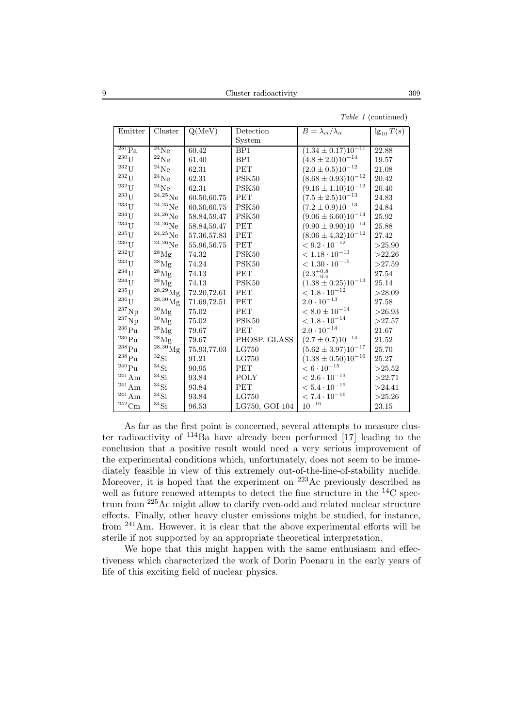*Table 1* (continued)

| Emitter | Cluster | Q(MeV) | Detection System | $B = \lambda_{cl}/\lambda_\alpha$ | $\lg_{10} T(s)$ |
|---|---|---|---|---|---|
| $^{231}$Pa | $^{24}$Ne | 60.42 | BP1 | $(1.34 \pm 0.17)10^{-11}$ | 22.88 |
| $^{230}$U | $^{22}$Ne | 61.40 | BP1 | $(4.8 \pm 2.0)10^{-14}$ | 19.57 |
| $^{232}$U | $^{24}$Ne | 62.31 | PET | $(2.0 \pm 0.5)10^{-12}$ | 21.08 |
| $^{232}$U | $^{24}$Ne | 62.31 | PSK50 | $(8.68 \pm 0.93)10^{-12}$ | 20.42 |
| $^{232}$U | $^{24}$Ne | 62.31 | PSK50 | $(9.16 \pm 1.10)10^{-12}$ | 20.40 |
| $^{233}$U | $^{24,25}$Ne | 60.50,60.75 | PET | $(7.5 \pm 2.5)10^{-13}$ | 24.83 |
| $^{233}$U | $^{24,25}$Ne | 60.50,60.75 | PSK50 | $(7.2 \pm 0.9)10^{-13}$ | 24.84 |
| $^{234}$U | $^{24,26}$Ne | 58.84,59.47 | PSK50 | $(9.06 \pm 6.60)10^{-14}$ | 25.92 |
| $^{234}$U | $^{24,26}$Ne | 58.84,59.47 | PET | $(9.90 \pm 9.90)10^{-14}$ | 25.88 |
| $^{235}$U | $^{24,25}$Ne | 57.36,57.83 | PET | $(8.06 \pm 4.32)10^{-12}$ | 27.42 |
| $^{236}$U | $^{24,26}$Ne | 55.96,56.75 | PET | $< 9.2 \cdot 10^{-12}$ | >25.90 |
| $^{232}$U | $^{28}$Mg | 74.32 | PSK50 | $< 1.18 \cdot 10^{-13}$ | >22.26 |
| $^{233}$U | $^{28}$Mg | 74.24 | PSK50 | $< 1.30 \cdot 10^{-15}$ | >27.59 |
| $^{234}$U | $^{28}$Mg | 74.13 | PET | $(2.3^{+0.8}_{-0.6}$ | 27.54 |
| $^{234}$U | $^{28}$Mg | 74.13 | PSK50 | $(1.38 \pm 0.25)10^{-13}$ | 25.14 |
| $^{235}$U | $^{28,29}$Mg | 72.20,72.61 | PET | $< 1.8 \cdot 10^{-12}$ | >28.09 |
| $^{236}$U | $^{28,30}$Mg | 71.69,72.51 | PET | $2.0 \cdot 10^{-13}$ | 27.58 |
| $^{237}$Np | $^{30}$Mg | 75.02 | PET | $< 8.0 \pm 10^{-14}$ | >26.93 |
| $^{237}$Np | $^{30}$Mg | 75.02 | PSK50 | $< 1.8 \cdot 10^{-14}$ | >27.57 |
| $^{236}$Pu | $^{28}$Mg | 79.67 | PET | $2.0 \cdot 10^{-14}$ | 21.67 |
| $^{236}$Pu | $^{28}$Mg | 79.67 | PHOSP. GLASS | $(2.7 \pm 0.7)10^{-14}$ | 21.52 |
| $^{238}$Pu | $^{28,30}$Mg | 75.93,77.03 | LG750 | $(5.62 \pm 3.97)10^{-17}$ | 25.70 |
| $^{238}$Pu | $^{32}$Si | 91.21 | LG750 | $(1.38 \pm 0.50)10^{-16}$ | 25.27 |
| $^{240}$Pu | $^{34}$Si | 90.95 | PET | $< 6 \cdot 10^{-15}$ | >25.52 |
| $^{241}$Am | $^{34}$Si | 93.84 | POLY | $< 2.6 \cdot 10^{-13}$ | >22.71 |
| $^{241}$Am | $^{34}$Si | 93.84 | PET | $< 5.4 \cdot 10^{-15}$ | >24.41 |
| $^{241}$Am | $^{34}$Si | 93.84 | LG750 | $< 7.4 \cdot 10^{-16}$ | >25.26 |
| $^{242}$Cm | $^{34}$Si | 96.53 | LG750, GOI-104 | $10^{-16}$ | 23.15 |

As far as the first point is concerned, several attempts to measure cluster radioactivity of $^{114}$Ba have already been performed [17] leading to the conclusion that a positive result would need a very serious improvement of the experimental conditions which, unfortunately, does not seem to be immediately feasible in view of this extremely out-of-the-line-of-stability nuclide. Moreover, it is hoped that the experiment on $^{223}$Ac previously described as well as future renewed attempts to detect the fine structure in the $^{14}$C spectrum from $^{225}$Ac might allow to clarify even-odd and related nuclear structure effects. Finally, other heavy cluster emissions might be studied, for instance, from $^{241}$Am. However, it is clear that the above experimental efforts will be sterile if not supported by an appropriate theoretical interpretation.

We hope that this might happen with the same enthusiasm and effectiveness which characterized the work of Dorin Poenaru in the early years of life of this exciting field of nuclear physics.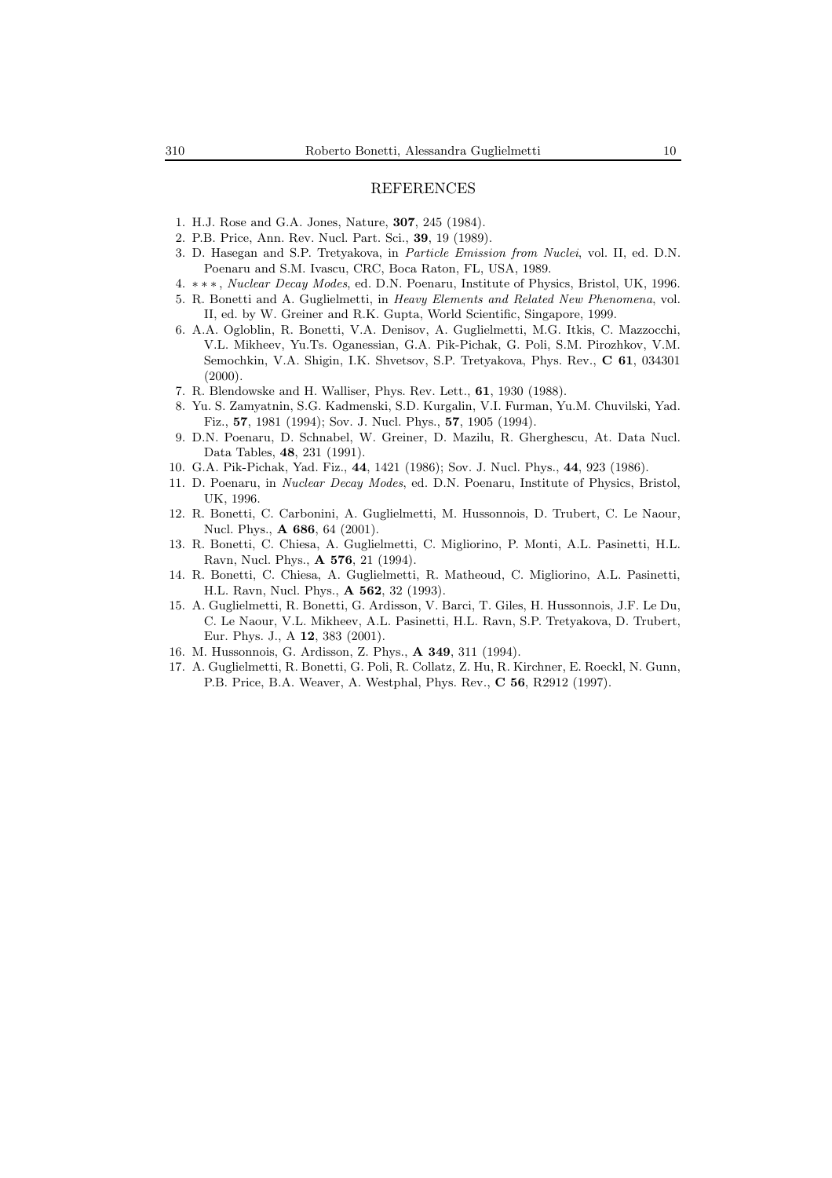## REFERENCES

1. H.J. Rose and G.A. Jones, Nature, **307**, 245 (1984).
2. P.B. Price, Ann. Rev. Nucl. Part. Sci., **39**, 19 (1989).
3. D. Hasegan and S.P. Tretyakova, in *Particle Emission from Nuclei*, vol. II, ed. D.N. Poenaru and S.M. Ivascu, CRC, Boca Raton, FL, USA, 1989.
4. ∗ ∗ ∗, *Nuclear Decay Modes*, ed. D.N. Poenaru, Institute of Physics, Bristol, UK, 1996.
5. R. Bonetti and A. Guglielmetti, in *Heavy Elements and Related New Phenomena*, vol. II, ed. by W. Greiner and R.K. Gupta, World Scientific, Singapore, 1999.
6. A.A. Ogloblin, R. Bonetti, V.A. Denisov, A. Guglielmetti, M.G. Itkis, C. Mazzocchi, V.L. Mikheev, Yu.Ts. Oganessian, G.A. Pik-Pichak, G. Poli, S.M. Pirozhkov, V.M. Semochkin, V.A. Shigin, I.K. Shvetsov, S.P. Tretyakova, Phys. Rev., **C 61**, 034301 (2000).
7. R. Blendowske and H. Walliser, Phys. Rev. Lett., **61**, 1930 (1988).
8. Yu. S. Zamyatnin, S.G. Kadmenski, S.D. Kurgalin, V.I. Furman, Yu.M. Chuvilski, Yad. Fiz., **57**, 1981 (1994); Sov. J. Nucl. Phys., **57**, 1905 (1994).
9. D.N. Poenaru, D. Schnabel, W. Greiner, D. Mazilu, R. Gherghescu, At. Data Nucl. Data Tables, **48**, 231 (1991).
10. G.A. Pik-Pichak, Yad. Fiz., **44**, 1421 (1986); Sov. J. Nucl. Phys., **44**, 923 (1986).
11. D. Poenaru, in *Nuclear Decay Modes*, ed. D.N. Poenaru, Institute of Physics, Bristol, UK, 1996.
12. R. Bonetti, C. Carbonini, A. Guglielmetti, M. Hussonnois, D. Trubert, C. Le Naour, Nucl. Phys., **A 686**, 64 (2001).
13. R. Bonetti, C. Chiesa, A. Guglielmetti, C. Migliorino, P. Monti, A.L. Pasinetti, H.L. Ravn, Nucl. Phys., **A 576**, 21 (1994).
14. R. Bonetti, C. Chiesa, A. Guglielmetti, R. Matheoud, C. Migliorino, A.L. Pasinetti, H.L. Ravn, Nucl. Phys., **A 562**, 32 (1993).
15. A. Guglielmetti, R. Bonetti, G. Ardisson, V. Barci, T. Giles, H. Hussonnois, J.F. Le Du, C. Le Naour, V.L. Mikheev, A.L. Pasinetti, H.L. Ravn, S.P. Tretyakova, D. Trubert, Eur. Phys. J., A **12**, 383 (2001).
16. M. Hussonnois, G. Ardisson, Z. Phys., **A 349**, 311 (1994).
17. A. Guglielmetti, R. Bonetti, G. Poli, R. Collatz, Z. Hu, R. Kirchner, E. Roeckl, N. Gunn, P.B. Price, B.A. Weaver, A. Westphal, Phys. Rev., **C 56**, R2912 (1997).